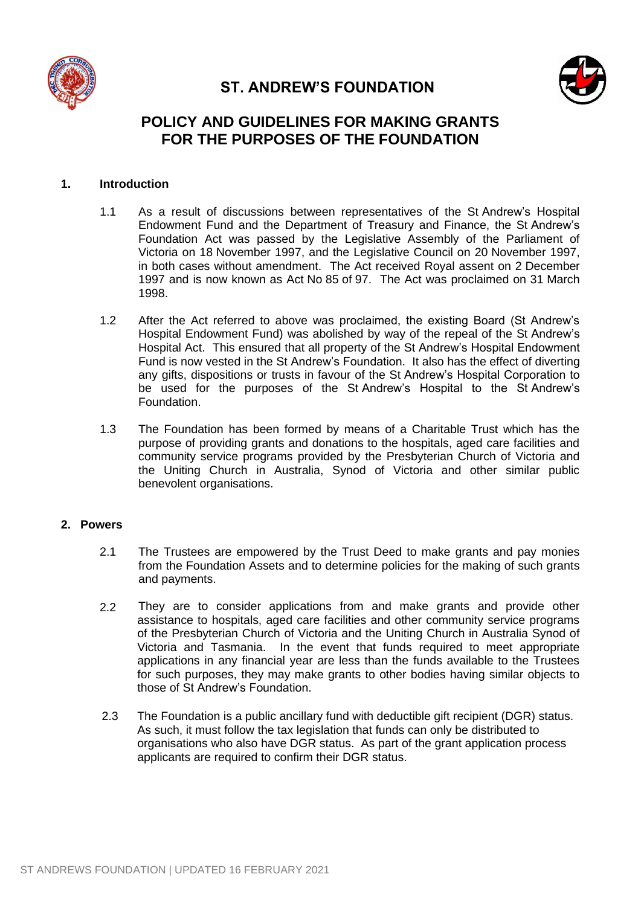# ST. ANDREW'S FOUNDATION

## POLICY AND GUIDELINES FOR MAKING GRANTS FOR THE PURPOSES OF THE FOUNDATION

### 1. Introduction

1.1 As a result of discussions between representatives of the St Andrew's Hospital Endowment Fund and the Department of Treasury and Finance, the St Andrew's Foundation Act was passed by the Legislative Assembly of the Parliament of Victoria on 18 November 1997, and the Legislative Council on 20 November 1997, in both cases without amendment. The Act received Royal assent on 2 December 1997 and is now known as Act No 85 of 97. The Act was proclaimed on 31 March 1998.

1.2 After the Act referred to above was proclaimed, the existing Board (St Andrew's Hospital Endowment Fund) was abolished by way of the repeal of the St Andrew's Hospital Act. This ensured that all property of the St Andrew's Hospital Endowment Fund is now vested in the St Andrew's Foundation. It also has the effect of diverting any gifts, dispositions or trusts in favour of the St Andrew's Hospital Corporation to be used for the purposes of the St Andrew's Hospital to the St Andrew's Foundation.

1.3 The Foundation has been formed by means of a Charitable Trust which has the purpose of providing grants and donations to the hospitals, aged care facilities and community service programs provided by the Presbyterian Church of Victoria and the Uniting Church in Australia, Synod of Victoria and other similar public benevolent organisations.

### 2. Powers

2.1 The Trustees are empowered by the Trust Deed to make grants and pay monies from the Foundation Assets and to determine policies for the making of such grants and payments.

2.2 They are to consider applications from and make grants and provide other assistance to hospitals, aged care facilities and other community service programs of the Presbyterian Church of Victoria and the Uniting Church in Australia Synod of Victoria and Tasmania. In the event that funds required to meet appropriate applications in any financial year are less than the funds available to the Trustees for such purposes, they may make grants to other bodies having similar objects to those of St Andrew's Foundation.

2.3 The Foundation is a public ancillary fund with deductible gift recipient (DGR) status. As such, it must follow the tax legislation that funds can only be distributed to organisations who also have DGR status. As part of the grant application process applicants are required to confirm their DGR status.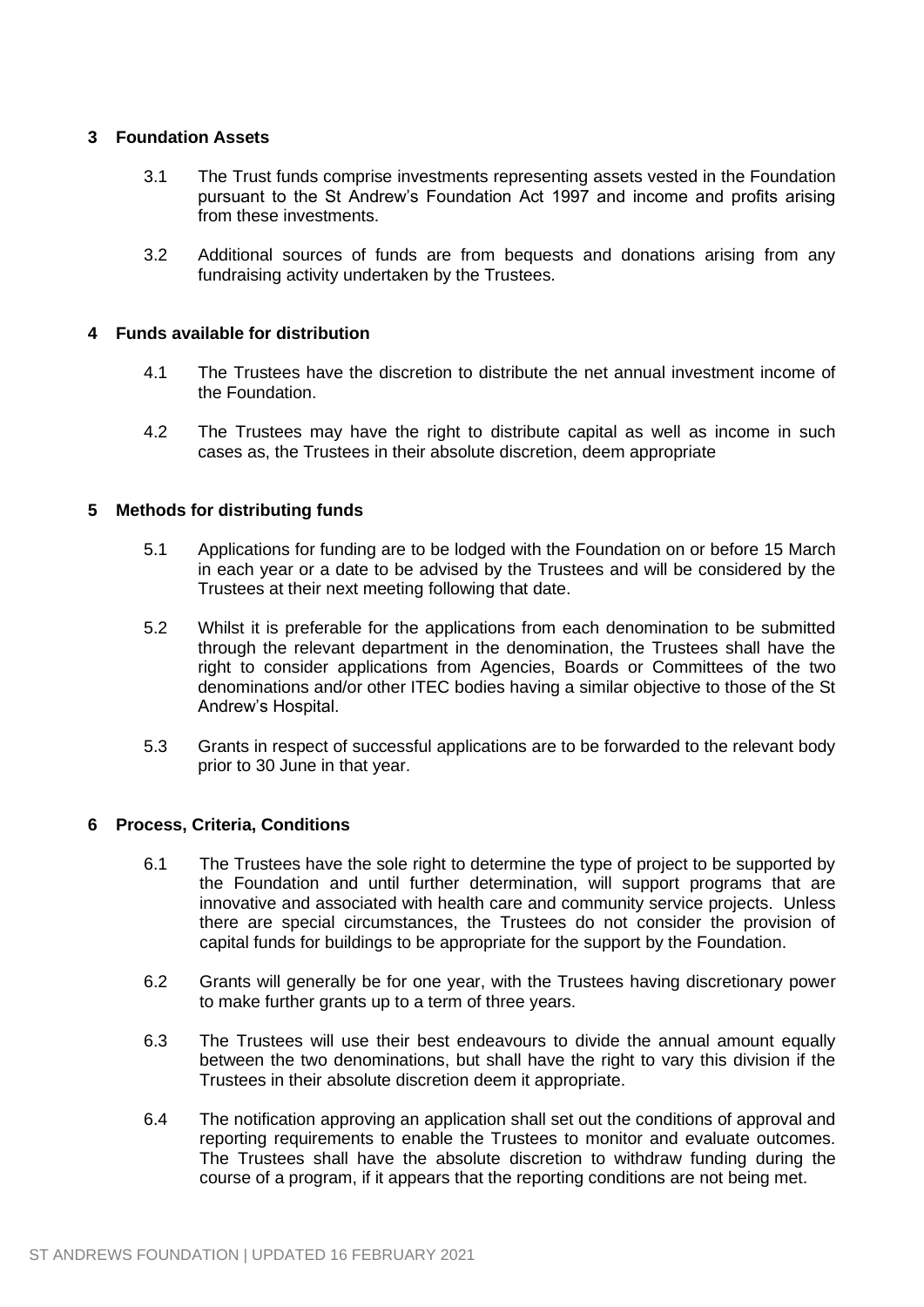## 3 Foundation Assets

3.1 The Trust funds comprise investments representing assets vested in the Foundation pursuant to the St Andrew's Foundation Act 1997 and income and profits arising from these investments.

3.2 Additional sources of funds are from bequests and donations arising from any fundraising activity undertaken by the Trustees.

## 4 Funds available for distribution

4.1 The Trustees have the discretion to distribute the net annual investment income of the Foundation.

4.2 The Trustees may have the right to distribute capital as well as income in such cases as, the Trustees in their absolute discretion, deem appropriate

## 5 Methods for distributing funds

5.1 Applications for funding are to be lodged with the Foundation on or before 15 March in each year or a date to be advised by the Trustees and will be considered by the Trustees at their next meeting following that date.

5.2 Whilst it is preferable for the applications from each denomination to be submitted through the relevant department in the denomination, the Trustees shall have the right to consider applications from Agencies, Boards or Committees of the two denominations and/or other ITEC bodies having a similar objective to those of the St Andrew's Hospital.

5.3 Grants in respect of successful applications are to be forwarded to the relevant body prior to 30 June in that year.

## 6 Process, Criteria, Conditions

6.1 The Trustees have the sole right to determine the type of project to be supported by the Foundation and until further determination, will support programs that are innovative and associated with health care and community service projects. Unless there are special circumstances, the Trustees do not consider the provision of capital funds for buildings to be appropriate for the support by the Foundation.

6.2 Grants will generally be for one year, with the Trustees having discretionary power to make further grants up to a term of three years.

6.3 The Trustees will use their best endeavours to divide the annual amount equally between the two denominations, but shall have the right to vary this division if the Trustees in their absolute discretion deem it appropriate.

6.4 The notification approving an application shall set out the conditions of approval and reporting requirements to enable the Trustees to monitor and evaluate outcomes. The Trustees shall have the absolute discretion to withdraw funding during the course of a program, if it appears that the reporting conditions are not being met.